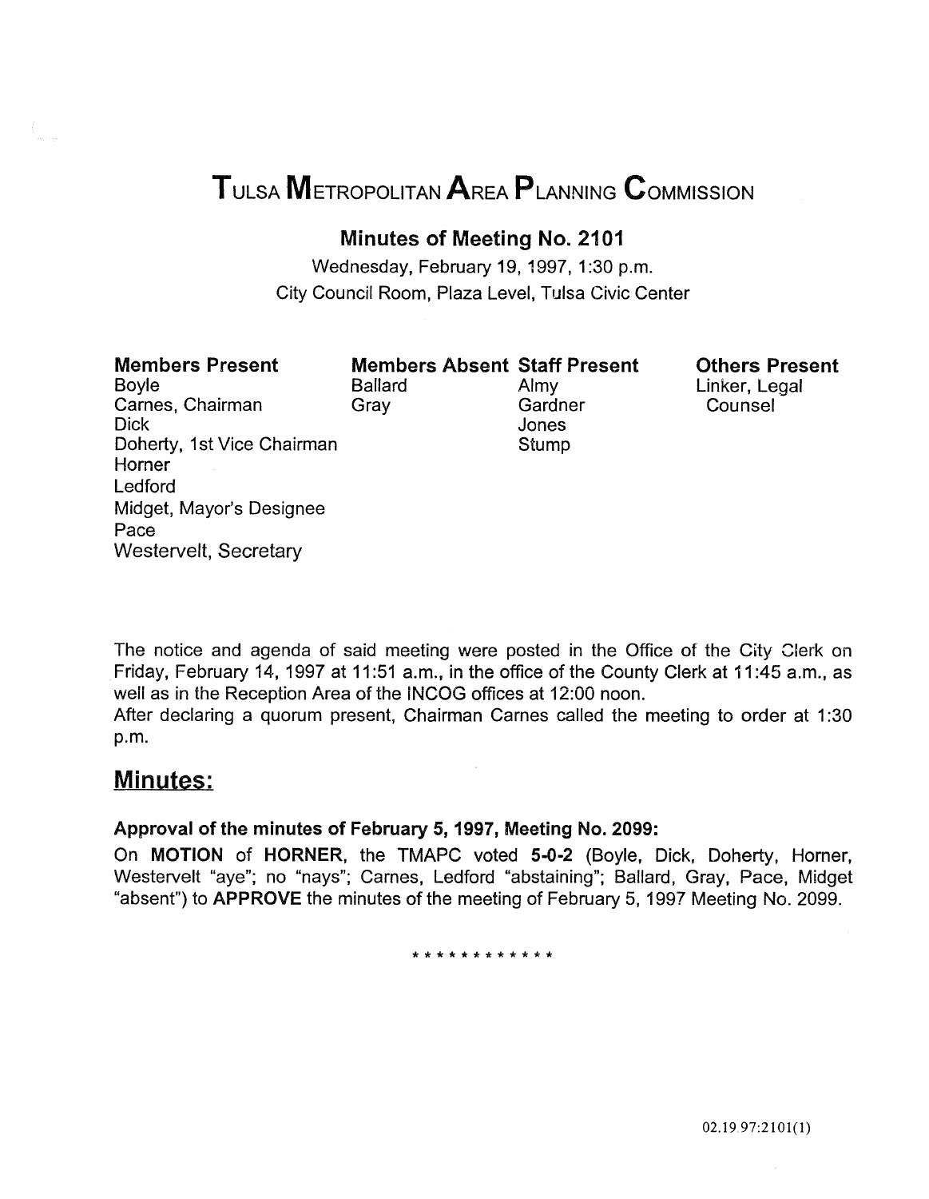# Tulsa Metropolitan Area Planning Commission

## Minutes of Meeting No. 2101

Wednesday, February 19, 1997, 1:30 p.m.
City Council Room, Plaza Level, Tulsa Civic Center

| Members Present | Members Absent | Staff Present | Others Present |
| --- | --- | --- | --- |
| Boyle | Ballard | Almy | Linker, Legal Counsel |
| Carnes, Chairman | Gray | Gardner | |
| Dick | | Jones | |
| Doherty, 1st Vice Chairman | | Stump | |
| Horner | | | |
| Ledford | | | |
| Midget, Mayor's Designee | | | |
| Pace | | | |
| Westervelt, Secretary | | | |

The notice and agenda of said meeting were posted in the Office of the City Clerk on Friday, February 14, 1997 at 11:51 a.m., in the office of the County Clerk at 11:45 a.m., as well as in the Reception Area of the INCOG offices at 12:00 noon.
After declaring a quorum present, Chairman Carnes called the meeting to order at 1:30 p.m.

## Minutes:

**Approval of the minutes of February 5, 1997, Meeting No. 2099:**

On **MOTION** of **HORNER**, the TMAPC voted **5-0-2** (Boyle, Dick, Doherty, Horner, Westervelt "aye"; no "nays"; Carnes, Ledford "abstaining"; Ballard, Gray, Pace, Midget "absent") to **APPROVE** the minutes of the meeting of February 5, 1997 Meeting No. 2099.

* * * * * * * * * * * *

02.19.97:2101(1)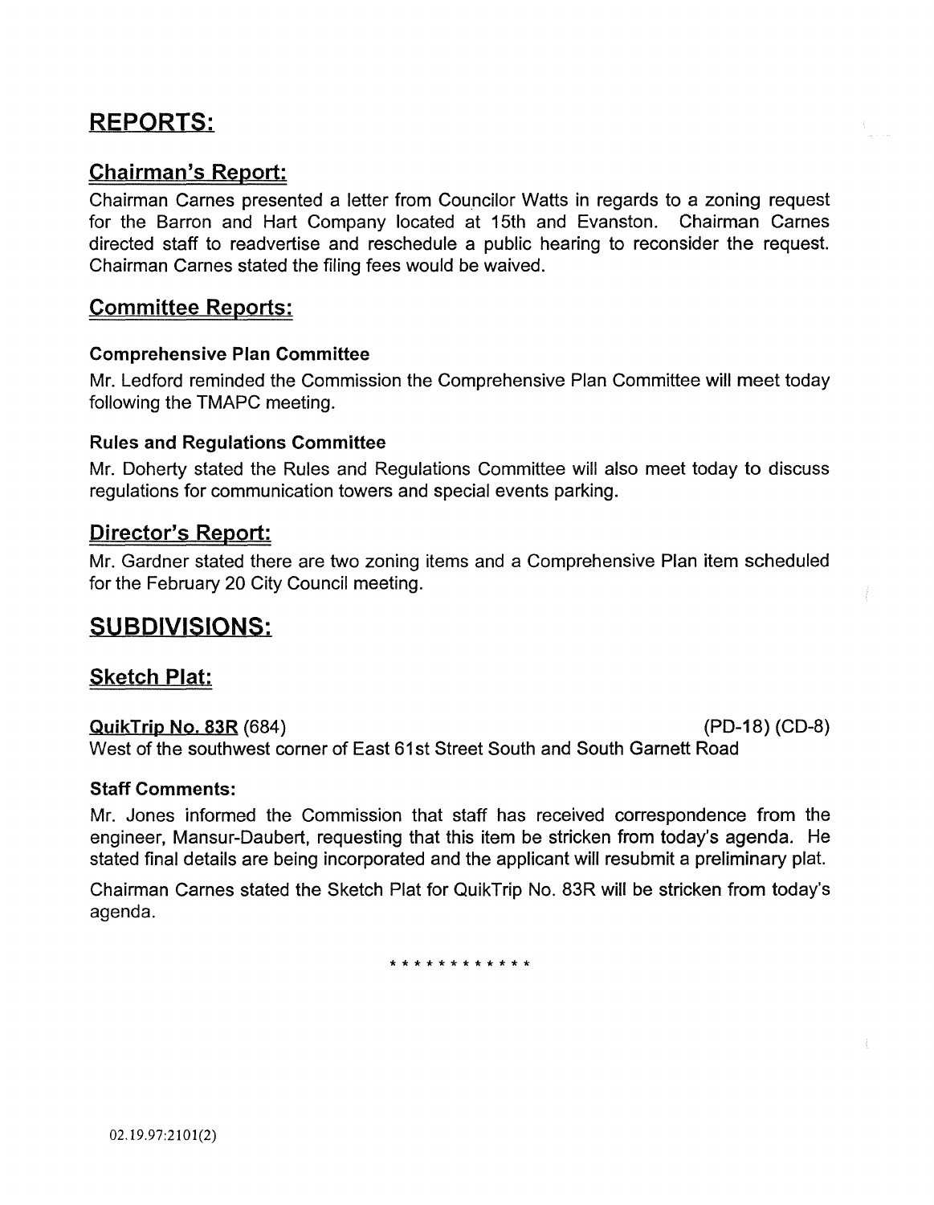# REPORTS:

## Chairman's Report:

Chairman Carnes presented a letter from Councilor Watts in regards to a zoning request for the Barron and Hart Company located at 15th and Evanston. Chairman Carnes directed staff to readvertise and reschedule a public hearing to reconsider the request. Chairman Carnes stated the filing fees would be waived.

## Committee Reports:

### Comprehensive Plan Committee

Mr. Ledford reminded the Commission the Comprehensive Plan Committee will meet today following the TMAPC meeting.

### Rules and Regulations Committee

Mr. Doherty stated the Rules and Regulations Committee will also meet today to discuss regulations for communication towers and special events parking.

## Director's Report:

Mr. Gardner stated there are two zoning items and a Comprehensive Plan item scheduled for the February 20 City Council meeting.

# SUBDIVISIONS:

## Sketch Plat:

**QuikTrip No. 83R** (684) (PD-18) (CD-8)

West of the southwest corner of East 61st Street South and South Garnett Road

### Staff Comments:

Mr. Jones informed the Commission that staff has received correspondence from the engineer, Mansur-Daubert, requesting that this item be stricken from today's agenda. He stated final details are being incorporated and the applicant will resubmit a preliminary plat.

Chairman Carnes stated the Sketch Plat for QuikTrip No. 83R will be stricken from today's agenda.

* * * * * * * * * * * *

02.19.97:2101(2)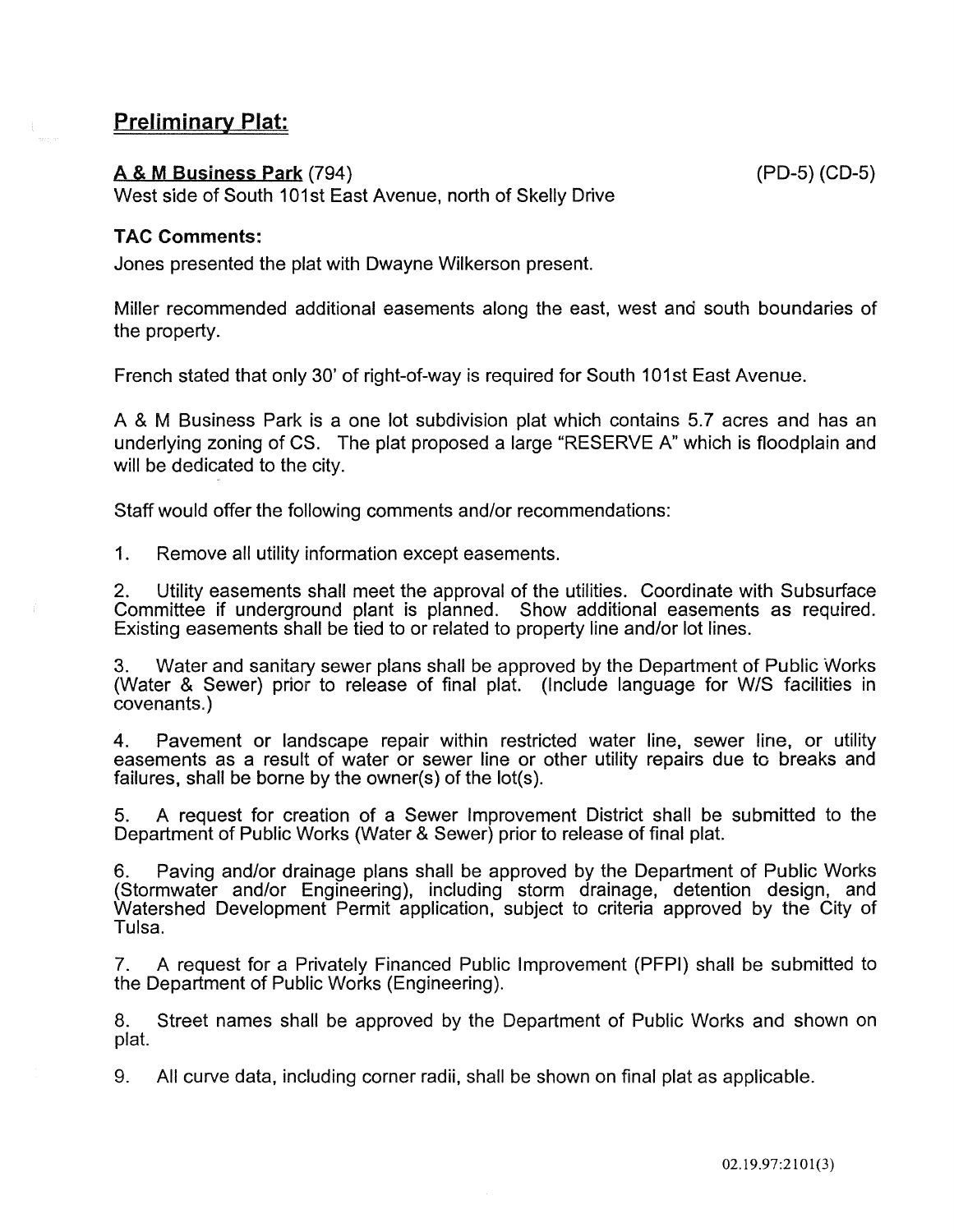## Preliminary Plat:

**A & M Business Park** (794) (PD-5) (CD-5)

West side of South 101st East Avenue, north of Skelly Drive

### TAC Comments:

Jones presented the plat with Dwayne Wilkerson present.

Miller recommended additional easements along the east, west and south boundaries of the property.

French stated that only 30' of right-of-way is required for South 101st East Avenue.

A & M Business Park is a one lot subdivision plat which contains 5.7 acres and has an underlying zoning of CS. The plat proposed a large "RESERVE A" which is floodplain and will be dedicated to the city.

Staff would offer the following comments and/or recommendations:

1. Remove all utility information except easements.

2. Utility easements shall meet the approval of the utilities. Coordinate with Subsurface Committee if underground plant is planned. Show additional easements as required. Existing easements shall be tied to or related to property line and/or lot lines.

3. Water and sanitary sewer plans shall be approved by the Department of Public Works (Water & Sewer) prior to release of final plat. (Include language for W/S facilities in covenants.)

4. Pavement or landscape repair within restricted water line, sewer line, or utility easements as a result of water or sewer line or other utility repairs due to breaks and failures, shall be borne by the owner(s) of the lot(s).

5. A request for creation of a Sewer Improvement District shall be submitted to the Department of Public Works (Water & Sewer) prior to release of final plat.

6. Paving and/or drainage plans shall be approved by the Department of Public Works (Stormwater and/or Engineering), including storm drainage, detention design, and Watershed Development Permit application, subject to criteria approved by the City of Tulsa.

7. A request for a Privately Financed Public Improvement (PFPI) shall be submitted to the Department of Public Works (Engineering).

8. Street names shall be approved by the Department of Public Works and shown on plat.

9. All curve data, including corner radii, shall be shown on final plat as applicable.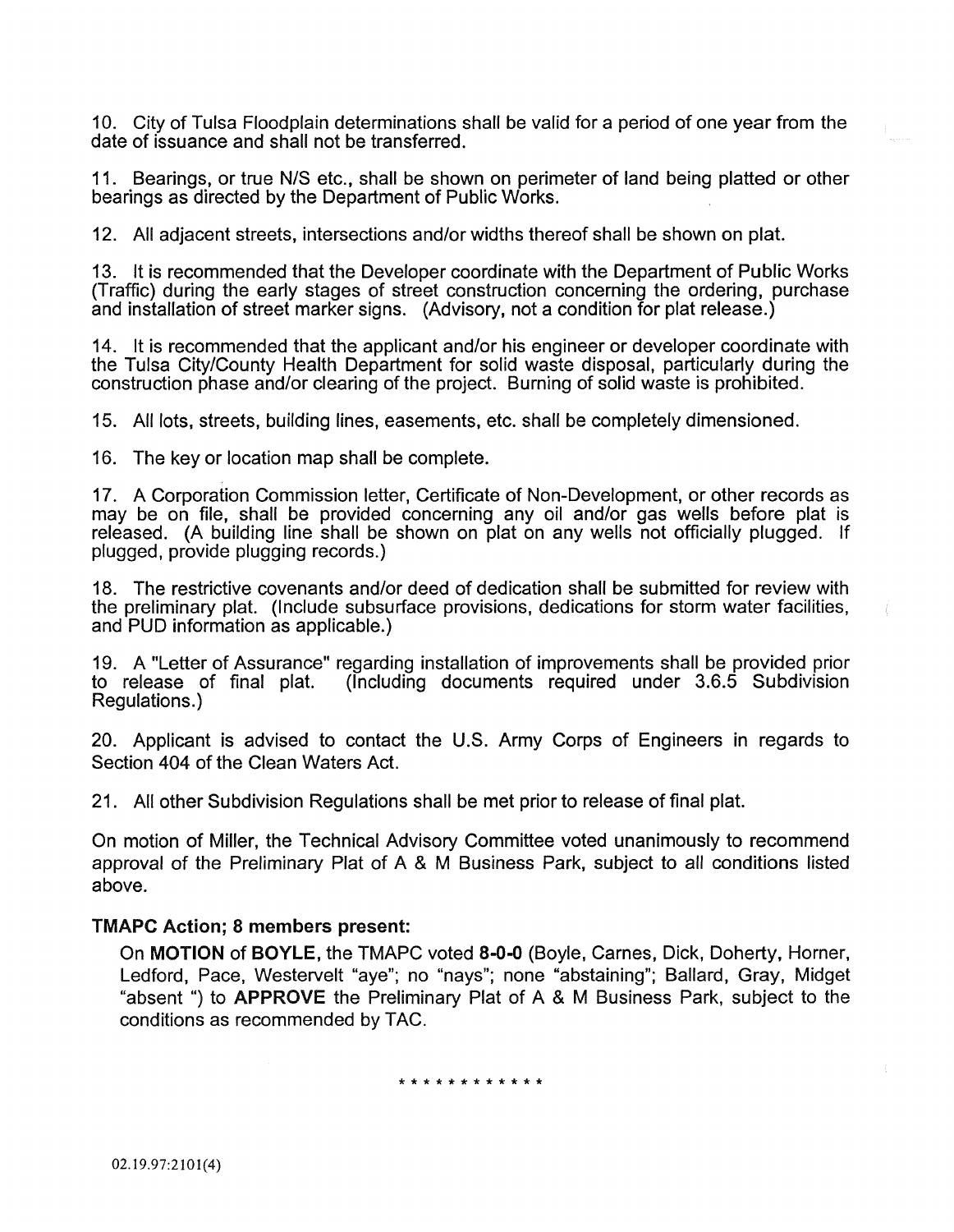10. City of Tulsa Floodplain determinations shall be valid for a period of one year from the date of issuance and shall not be transferred.

11. Bearings, or true N/S etc., shall be shown on perimeter of land being platted or other bearings as directed by the Department of Public Works.

12. All adjacent streets, intersections and/or widths thereof shall be shown on plat.

13. It is recommended that the Developer coordinate with the Department of Public Works (Traffic) during the early stages of street construction concerning the ordering, purchase and installation of street marker signs. (Advisory, not a condition for plat release.)

14. It is recommended that the applicant and/or his engineer or developer coordinate with the Tulsa City/County Health Department for solid waste disposal, particularly during the construction phase and/or clearing of the project. Burning of solid waste is prohibited.

15. All lots, streets, building lines, easements, etc. shall be completely dimensioned.

16. The key or location map shall be complete.

17. A Corporation Commission letter, Certificate of Non-Development, or other records as may be on file, shall be provided concerning any oil and/or gas wells before plat is released. (A building line shall be shown on plat on any wells not officially plugged. If plugged, provide plugging records.)

18. The restrictive covenants and/or deed of dedication shall be submitted for review with the preliminary plat. (Include subsurface provisions, dedications for storm water facilities, and PUD information as applicable.)

19. A "Letter of Assurance" regarding installation of improvements shall be provided prior to release of final plat. (Including documents required under 3.6.5 Subdivision Regulations.)

20. Applicant is advised to contact the U.S. Army Corps of Engineers in regards to Section 404 of the Clean Waters Act.

21. All other Subdivision Regulations shall be met prior to release of final plat.

On motion of Miller, the Technical Advisory Committee voted unanimously to recommend approval of the Preliminary Plat of A & M Business Park, subject to all conditions listed above.

**TMAPC Action; 8 members present:**

On **MOTION** of **BOYLE**, the TMAPC voted **8-0-0** (Boyle, Carnes, Dick, Doherty, Horner, Ledford, Pace, Westervelt "aye"; no "nays"; none "abstaining"; Ballard, Gray, Midget "absent ") to **APPROVE** the Preliminary Plat of A & M Business Park, subject to the conditions as recommended by TAC.

* * * * * * * * * * * *

02.19.97:2101(4)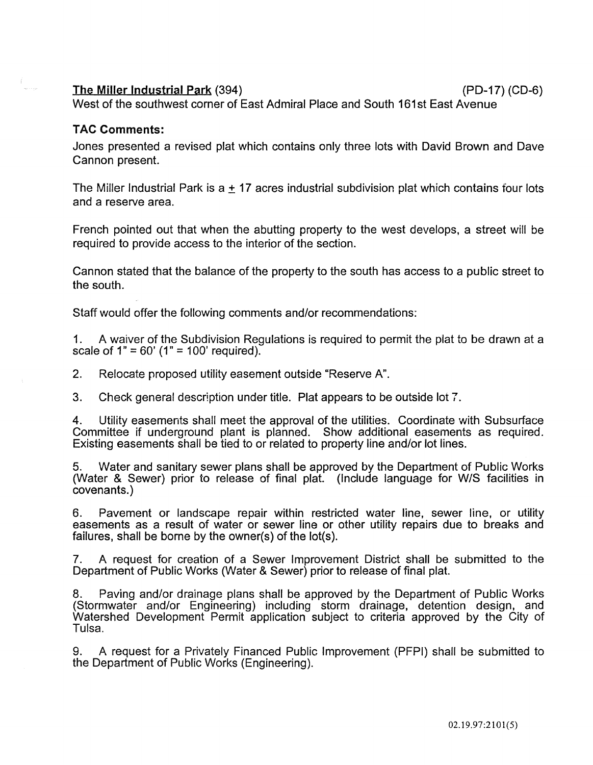**The Miller Industrial Park** (394) (PD-17) (CD-6)

West of the southwest corner of East Admiral Place and South 161st East Avenue

**TAC Comments:**

Jones presented a revised plat which contains only three lots with David Brown and Dave Cannon present.

The Miller Industrial Park is a ± 17 acres industrial subdivision plat which contains four lots and a reserve area.

French pointed out that when the abutting property to the west develops, a street will be required to provide access to the interior of the section.

Cannon stated that the balance of the property to the south has access to a public street to the south.

Staff would offer the following comments and/or recommendations:

1. A waiver of the Subdivision Regulations is required to permit the plat to be drawn at a scale of 1" = 60' (1" = 100' required).

2. Relocate proposed utility easement outside "Reserve A".

3. Check general description under title. Plat appears to be outside lot 7.

4. Utility easements shall meet the approval of the utilities. Coordinate with Subsurface Committee if underground plant is planned. Show additional easements as required. Existing easements shall be tied to or related to property line and/or lot lines.

5. Water and sanitary sewer plans shall be approved by the Department of Public Works (Water & Sewer) prior to release of final plat. (Include language for W/S facilities in covenants.)

6. Pavement or landscape repair within restricted water line, sewer line, or utility easements as a result of water or sewer line or other utility repairs due to breaks and failures, shall be borne by the owner(s) of the lot(s).

7. A request for creation of a Sewer Improvement District shall be submitted to the Department of Public Works (Water & Sewer) prior to release of final plat.

8. Paving and/or drainage plans shall be approved by the Department of Public Works (Stormwater and/or Engineering) including storm drainage, detention design, and Watershed Development Permit application subject to criteria approved by the City of Tulsa.

9. A request for a Privately Financed Public Improvement (PFPI) shall be submitted to the Department of Public Works (Engineering).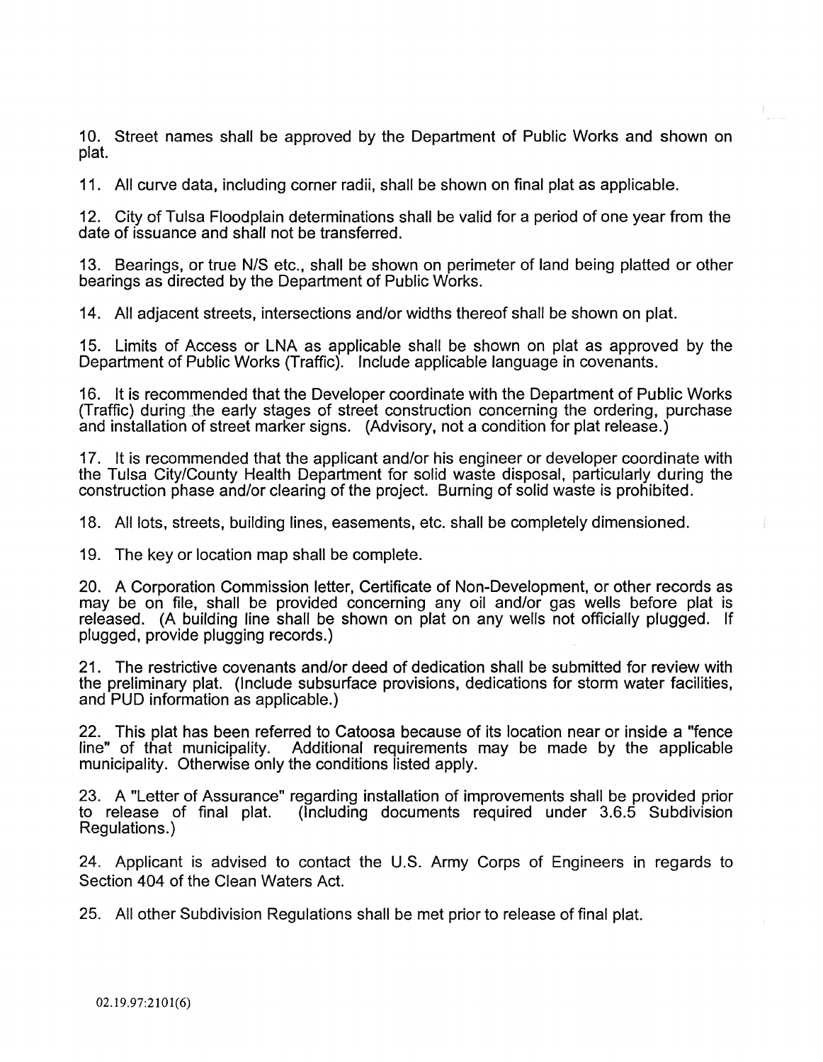10. Street names shall be approved by the Department of Public Works and shown on plat.

11. All curve data, including corner radii, shall be shown on final plat as applicable.

12. City of Tulsa Floodplain determinations shall be valid for a period of one year from the date of issuance and shall not be transferred.

13. Bearings, or true N/S etc., shall be shown on perimeter of land being platted or other bearings as directed by the Department of Public Works.

14. All adjacent streets, intersections and/or widths thereof shall be shown on plat.

15. Limits of Access or LNA as applicable shall be shown on plat as approved by the Department of Public Works (Traffic). Include applicable language in covenants.

16. It is recommended that the Developer coordinate with the Department of Public Works (Traffic) during the early stages of street construction concerning the ordering, purchase and installation of street marker signs. (Advisory, not a condition for plat release.)

17. It is recommended that the applicant and/or his engineer or developer coordinate with the Tulsa City/County Health Department for solid waste disposal, particularly during the construction phase and/or clearing of the project. Burning of solid waste is prohibited.

18. All lots, streets, building lines, easements, etc. shall be completely dimensioned.

19. The key or location map shall be complete.

20. A Corporation Commission letter, Certificate of Non-Development, or other records as may be on file, shall be provided concerning any oil and/or gas wells before plat is released. (A building line shall be shown on plat on any wells not officially plugged. If plugged, provide plugging records.)

21. The restrictive covenants and/or deed of dedication shall be submitted for review with the preliminary plat. (Include subsurface provisions, dedications for storm water facilities, and PUD information as applicable.)

22. This plat has been referred to Catoosa because of its location near or inside a "fence line" of that municipality. Additional requirements may be made by the applicable municipality. Otherwise only the conditions listed apply.

23. A "Letter of Assurance" regarding installation of improvements shall be provided prior to release of final plat. (Including documents required under 3.6.5 Subdivision Regulations.)

24. Applicant is advised to contact the U.S. Army Corps of Engineers in regards to Section 404 of the Clean Waters Act.

25. All other Subdivision Regulations shall be met prior to release of final plat.

02.19.97:2101(6)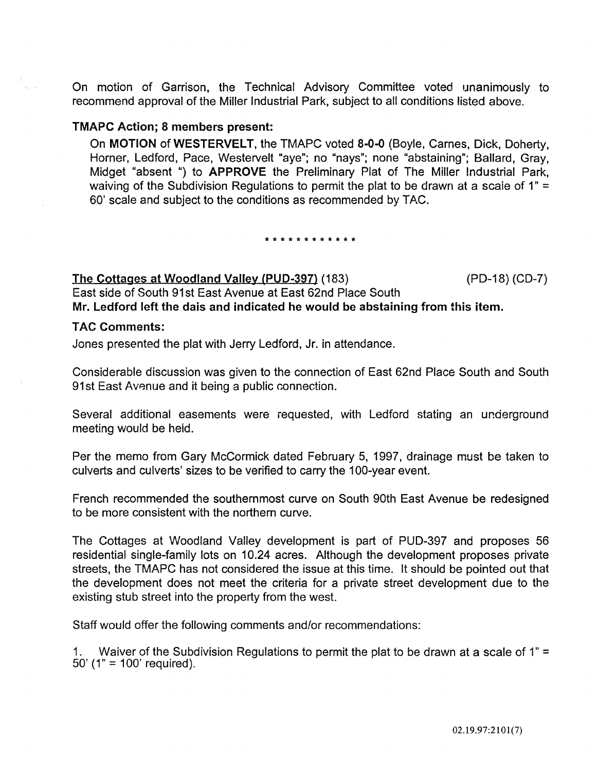On motion of Garrison, the Technical Advisory Committee voted unanimously to recommend approval of the Miller Industrial Park, subject to all conditions listed above.

**TMAPC Action; 8 members present:**

On **MOTION** of **WESTERVELT**, the TMAPC voted **8-0-0** (Boyle, Carnes, Dick, Doherty, Horner, Ledford, Pace, Westervelt "aye"; no "nays"; none "abstaining"; Ballard, Gray, Midget "absent ") to **APPROVE** the Preliminary Plat of The Miller Industrial Park, waiving of the Subdivision Regulations to permit the plat to be drawn at a scale of 1" = 60' scale and subject to the conditions as recommended by TAC.

\* \* \* \* \* \* \* \* \* \* \* \*

**The Cottages at Woodland Valley (PUD-397)** (183) (PD-18) (CD-7)
East side of South 91st East Avenue at East 62nd Place South
**Mr. Ledford left the dais and indicated he would be abstaining from this item.**

**TAC Comments:**

Jones presented the plat with Jerry Ledford, Jr. in attendance.

Considerable discussion was given to the connection of East 62nd Place South and South 91st East Avenue and it being a public connection.

Several additional easements were requested, with Ledford stating an underground meeting would be held.

Per the memo from Gary McCormick dated February 5, 1997, drainage must be taken to culverts and culverts' sizes to be verified to carry the 100-year event.

French recommended the southernmost curve on South 90th East Avenue be redesigned to be more consistent with the northern curve.

The Cottages at Woodland Valley development is part of PUD-397 and proposes 56 residential single-family lots on 10.24 acres. Although the development proposes private streets, the TMAPC has not considered the issue at this time. It should be pointed out that the development does not meet the criteria for a private street development due to the existing stub street into the property from the west.

Staff would offer the following comments and/or recommendations:

1. Waiver of the Subdivision Regulations to permit the plat to be drawn at a scale of 1" = 50' (1" = 100' required).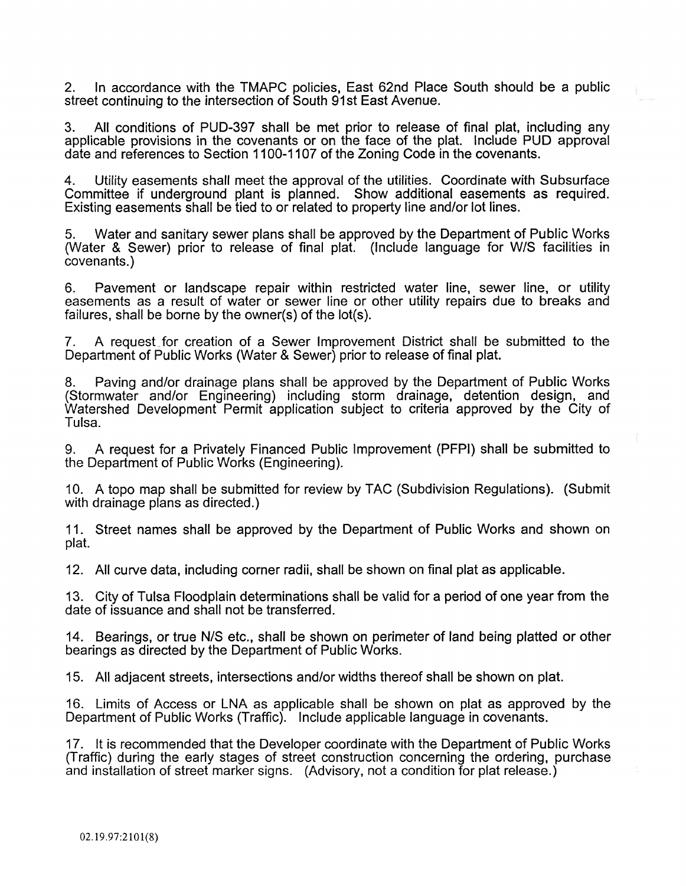2. In accordance with the TMAPC policies, East 62nd Place South should be a public street continuing to the intersection of South 91st East Avenue.

3. All conditions of PUD-397 shall be met prior to release of final plat, including any applicable provisions in the covenants or on the face of the plat. Include PUD approval date and references to Section 1100-1107 of the Zoning Code in the covenants.

4. Utility easements shall meet the approval of the utilities. Coordinate with Subsurface Committee if underground plant is planned. Show additional easements as required. Existing easements shall be tied to or related to property line and/or lot lines.

5. Water and sanitary sewer plans shall be approved by the Department of Public Works (Water & Sewer) prior to release of final plat. (Include language for W/S facilities in covenants.)

6. Pavement or landscape repair within restricted water line, sewer line, or utility easements as a result of water or sewer line or other utility repairs due to breaks and failures, shall be borne by the owner(s) of the lot(s).

7. A request for creation of a Sewer Improvement District shall be submitted to the Department of Public Works (Water & Sewer) prior to release of final plat.

8. Paving and/or drainage plans shall be approved by the Department of Public Works (Stormwater and/or Engineering) including storm drainage, detention design, and Watershed Development Permit application subject to criteria approved by the City of Tulsa.

9. A request for a Privately Financed Public Improvement (PFPI) shall be submitted to the Department of Public Works (Engineering).

10. A topo map shall be submitted for review by TAC (Subdivision Regulations). (Submit with drainage plans as directed.)

11. Street names shall be approved by the Department of Public Works and shown on plat.

12. All curve data, including corner radii, shall be shown on final plat as applicable.

13. City of Tulsa Floodplain determinations shall be valid for a period of one year from the date of issuance and shall not be transferred.

14. Bearings, or true N/S etc., shall be shown on perimeter of land being platted or other bearings as directed by the Department of Public Works.

15. All adjacent streets, intersections and/or widths thereof shall be shown on plat.

16. Limits of Access or LNA as applicable shall be shown on plat as approved by the Department of Public Works (Traffic). Include applicable language in covenants.

17. It is recommended that the Developer coordinate with the Department of Public Works (Traffic) during the early stages of street construction concerning the ordering, purchase and installation of street marker signs. (Advisory, not a condition for plat release.)

02.19.97:2101(8)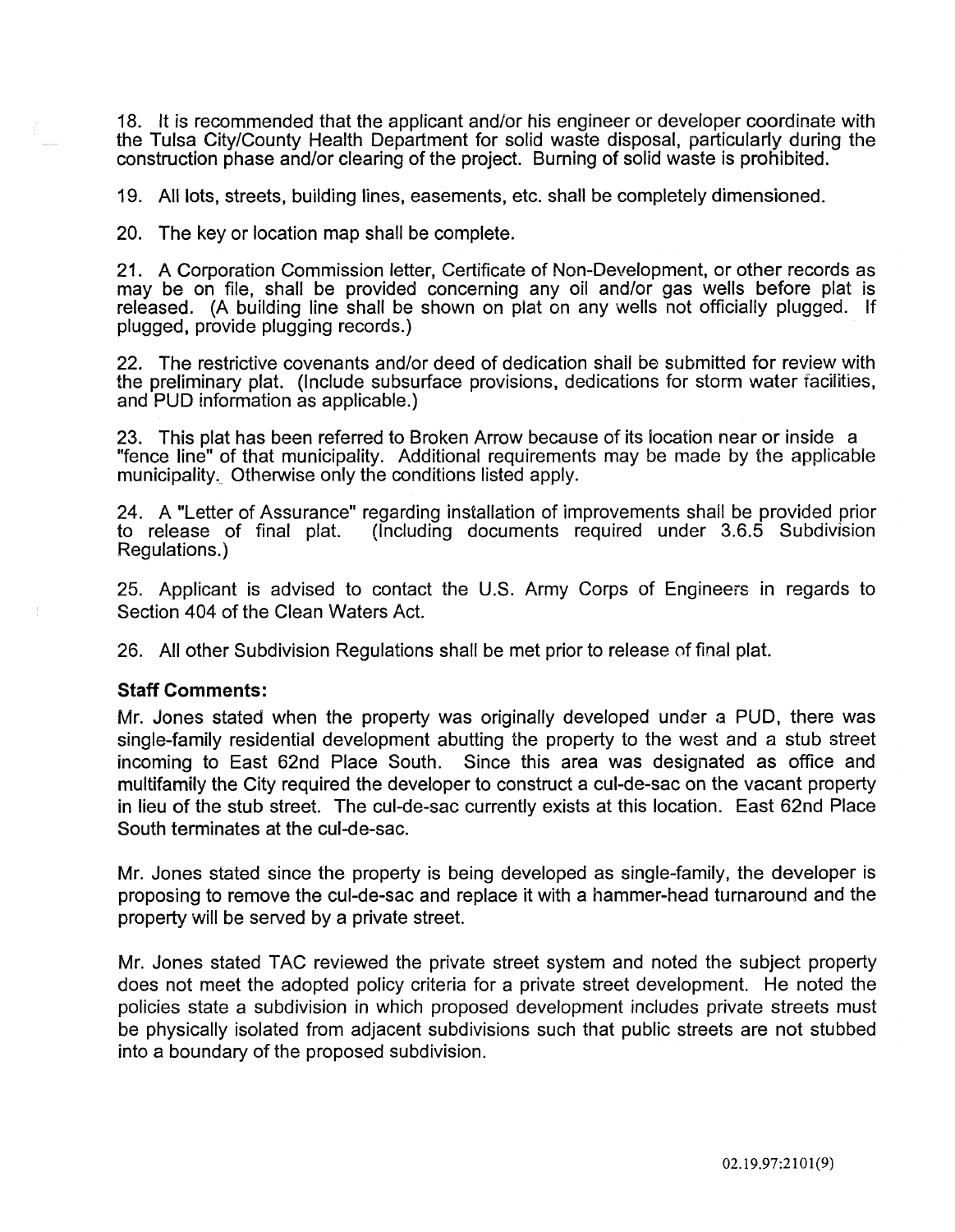18. It is recommended that the applicant and/or his engineer or developer coordinate with the Tulsa City/County Health Department for solid waste disposal, particularly during the construction phase and/or clearing of the project. Burning of solid waste is prohibited.

19. All lots, streets, building lines, easements, etc. shall be completely dimensioned.

20. The key or location map shall be complete.

21. A Corporation Commission letter, Certificate of Non-Development, or other records as may be on file, shall be provided concerning any oil and/or gas wells before plat is released. (A building line shall be shown on plat on any wells not officially plugged. If plugged, provide plugging records.)

22. The restrictive covenants and/or deed of dedication shall be submitted for review with the preliminary plat. (Include subsurface provisions, dedications for storm water facilities, and PUD information as applicable.)

23. This plat has been referred to Broken Arrow because of its location near or inside a "fence line" of that municipality. Additional requirements may be made by the applicable municipality. Otherwise only the conditions listed apply.

24. A "Letter of Assurance" regarding installation of improvements shall be provided prior to release of final plat. (Including documents required under 3.6.5 Subdivision Regulations.)

25. Applicant is advised to contact the U.S. Army Corps of Engineers in regards to Section 404 of the Clean Waters Act.

26. All other Subdivision Regulations shall be met prior to release of final plat.

**Staff Comments:**

Mr. Jones stated when the property was originally developed under a PUD, there was single-family residential development abutting the property to the west and a stub street incoming to East 62nd Place South. Since this area was designated as office and multifamily the City required the developer to construct a cul-de-sac on the vacant property in lieu of the stub street. The cul-de-sac currently exists at this location. East 62nd Place South terminates at the cul-de-sac.

Mr. Jones stated since the property is being developed as single-family, the developer is proposing to remove the cul-de-sac and replace it with a hammer-head turnaround and the property will be served by a private street.

Mr. Jones stated TAC reviewed the private street system and noted the subject property does not meet the adopted policy criteria for a private street development. He noted the policies state a subdivision in which proposed development includes private streets must be physically isolated from adjacent subdivisions such that public streets are not stubbed into a boundary of the proposed subdivision.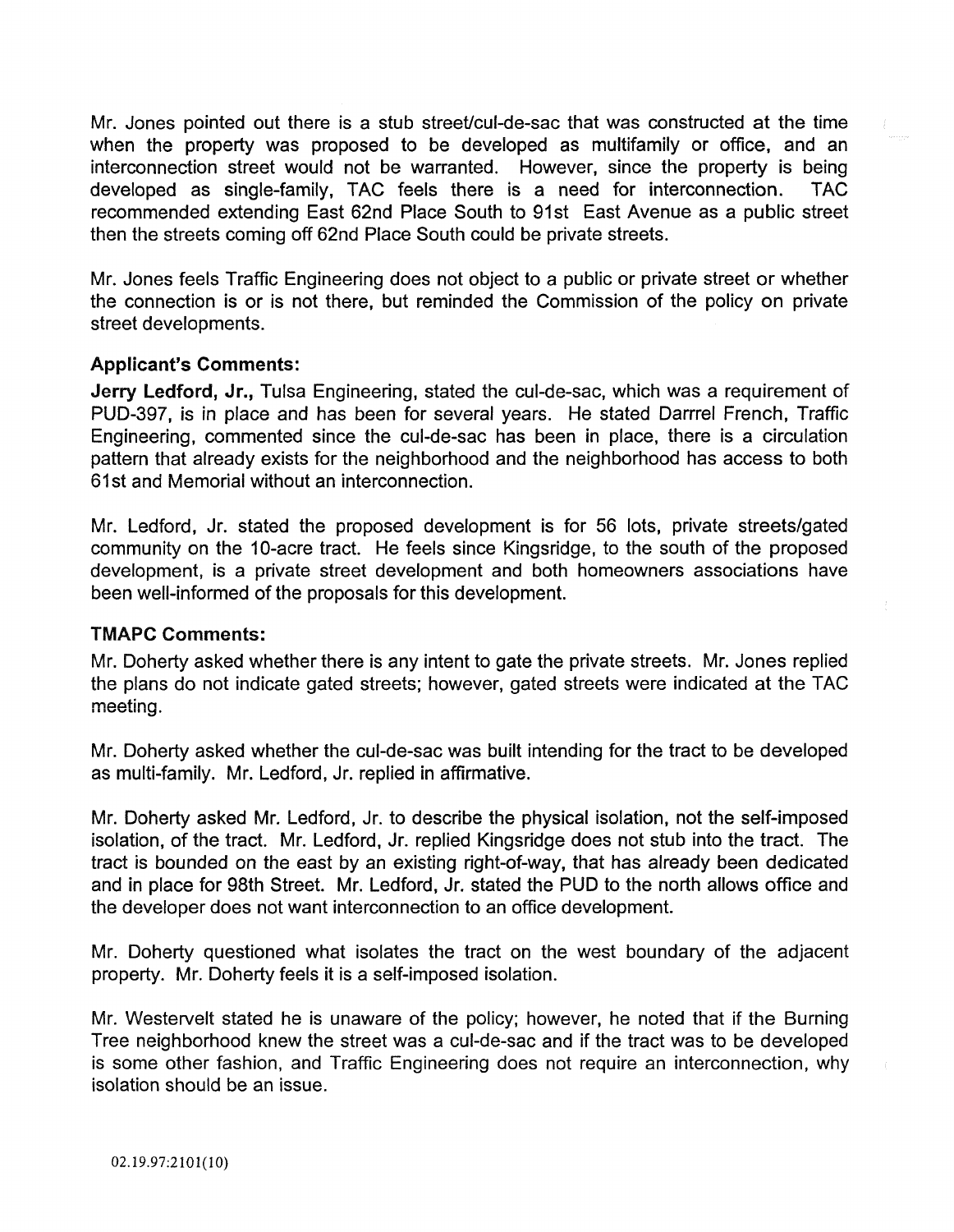Mr. Jones pointed out there is a stub street/cul-de-sac that was constructed at the time when the property was proposed to be developed as multifamily or office, and an interconnection street would not be warranted. However, since the property is being developed as single-family, TAC feels there is a need for interconnection. TAC recommended extending East 62nd Place South to 91st East Avenue as a public street then the streets coming off 62nd Place South could be private streets.

Mr. Jones feels Traffic Engineering does not object to a public or private street or whether the connection is or is not there, but reminded the Commission of the policy on private street developments.

### Applicant's Comments:

**Jerry Ledford, Jr.,** Tulsa Engineering, stated the cul-de-sac, which was a requirement of PUD-397, is in place and has been for several years. He stated Darrel French, Traffic Engineering, commented since the cul-de-sac has been in place, there is a circulation pattern that already exists for the neighborhood and the neighborhood has access to both 61st and Memorial without an interconnection.

Mr. Ledford, Jr. stated the proposed development is for 56 lots, private streets/gated community on the 10-acre tract. He feels since Kingsridge, to the south of the proposed development, is a private street development and both homeowners associations have been well-informed of the proposals for this development.

### TMAPC Comments:

Mr. Doherty asked whether there is any intent to gate the private streets. Mr. Jones replied the plans do not indicate gated streets; however, gated streets were indicated at the TAC meeting.

Mr. Doherty asked whether the cul-de-sac was built intending for the tract to be developed as multi-family. Mr. Ledford, Jr. replied in affirmative.

Mr. Doherty asked Mr. Ledford, Jr. to describe the physical isolation, not the self-imposed isolation, of the tract. Mr. Ledford, Jr. replied Kingsridge does not stub into the tract. The tract is bounded on the east by an existing right-of-way, that has already been dedicated and in place for 98th Street. Mr. Ledford, Jr. stated the PUD to the north allows office and the developer does not want interconnection to an office development.

Mr. Doherty questioned what isolates the tract on the west boundary of the adjacent property. Mr. Doherty feels it is a self-imposed isolation.

Mr. Westervelt stated he is unaware of the policy; however, he noted that if the Burning Tree neighborhood knew the street was a cul-de-sac and if the tract was to be developed is some other fashion, and Traffic Engineering does not require an interconnection, why isolation should be an issue.

02.19.97:2101(10)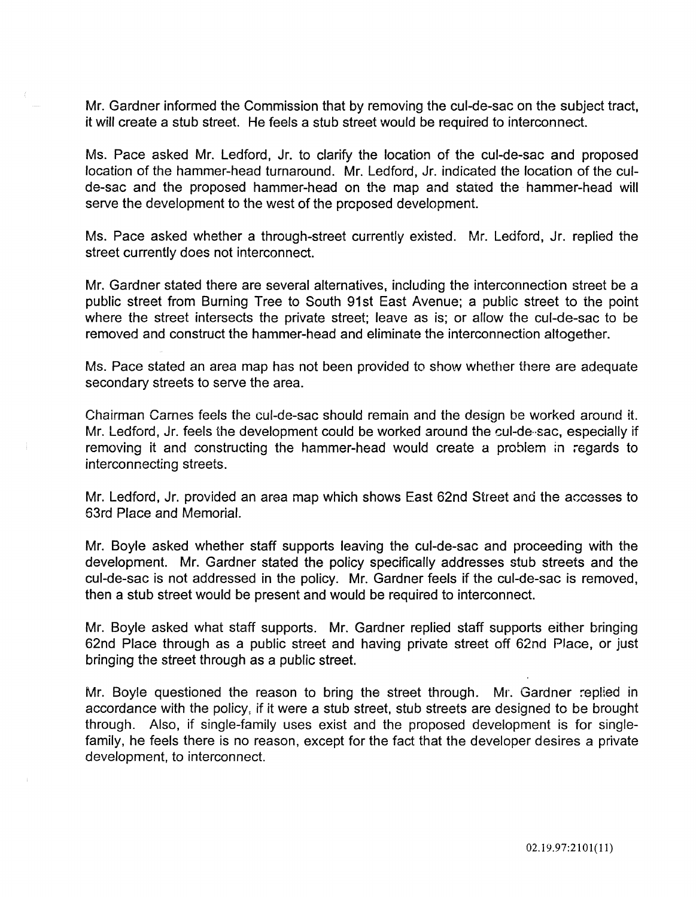Mr. Gardner informed the Commission that by removing the cul-de-sac on the subject tract, it will create a stub street. He feels a stub street would be required to interconnect.

Ms. Pace asked Mr. Ledford, Jr. to clarify the location of the cul-de-sac and proposed location of the hammer-head turnaround. Mr. Ledford, Jr. indicated the location of the cul-de-sac and the proposed hammer-head on the map and stated the hammer-head will serve the development to the west of the proposed development.

Ms. Pace asked whether a through-street currently existed. Mr. Ledford, Jr. replied the street currently does not interconnect.

Mr. Gardner stated there are several alternatives, including the interconnection street be a public street from Burning Tree to South 91st East Avenue; a public street to the point where the street intersects the private street; leave as is; or allow the cul-de-sac to be removed and construct the hammer-head and eliminate the interconnection altogether.

Ms. Pace stated an area map has not been provided to show whether there are adequate secondary streets to serve the area.

Chairman Carnes feels the cul-de-sac should remain and the design be worked around it. Mr. Ledford, Jr. feels the development could be worked around the cul-de-sac, especially if removing it and constructing the hammer-head would create a problem in regards to interconnecting streets.

Mr. Ledford, Jr. provided an area map which shows East 62nd Street and the accesses to 63rd Place and Memorial.

Mr. Boyle asked whether staff supports leaving the cul-de-sac and proceeding with the development. Mr. Gardner stated the policy specifically addresses stub streets and the cul-de-sac is not addressed in the policy. Mr. Gardner feels if the cul-de-sac is removed, then a stub street would be present and would be required to interconnect.

Mr. Boyle asked what staff supports. Mr. Gardner replied staff supports either bringing 62nd Place through as a public street and having private street off 62nd Place, or just bringing the street through as a public street.

Mr. Boyle questioned the reason to bring the street through. Mr. Gardner replied in accordance with the policy, if it were a stub street, stub streets are designed to be brought through. Also, if single-family uses exist and the proposed development is for single-family, he feels there is no reason, except for the fact that the developer desires a private development, to interconnect.

02.19.97:2101(11)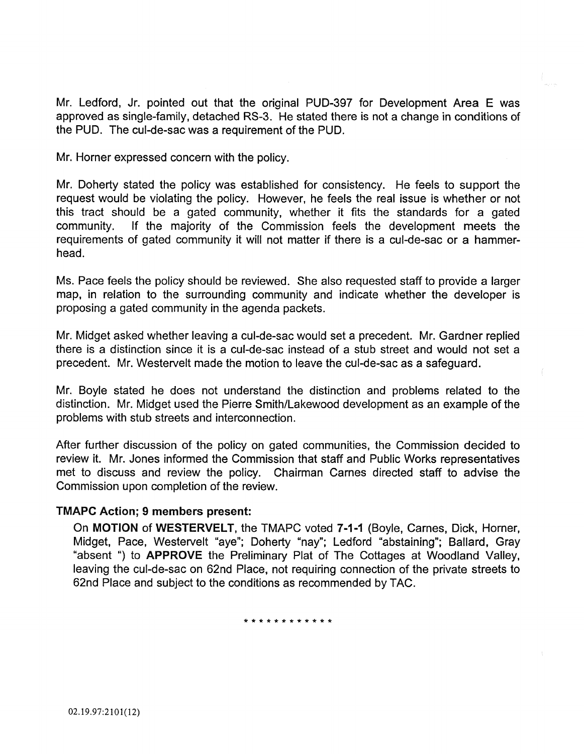Mr. Ledford, Jr. pointed out that the original PUD-397 for Development Area E was approved as single-family, detached RS-3. He stated there is not a change in conditions of the PUD. The cul-de-sac was a requirement of the PUD.

Mr. Horner expressed concern with the policy.

Mr. Doherty stated the policy was established for consistency. He feels to support the request would be violating the policy. However, he feels the real issue is whether or not this tract should be a gated community, whether it fits the standards for a gated community. If the majority of the Commission feels the development meets the requirements of gated community it will not matter if there is a cul-de-sac or a hammer-head.

Ms. Pace feels the policy should be reviewed. She also requested staff to provide a larger map, in relation to the surrounding community and indicate whether the developer is proposing a gated community in the agenda packets.

Mr. Midget asked whether leaving a cul-de-sac would set a precedent. Mr. Gardner replied there is a distinction since it is a cul-de-sac instead of a stub street and would not set a precedent. Mr. Westervelt made the motion to leave the cul-de-sac as a safeguard.

Mr. Boyle stated he does not understand the distinction and problems related to the distinction. Mr. Midget used the Pierre Smith/Lakewood development as an example of the problems with stub streets and interconnection.

After further discussion of the policy on gated communities, the Commission decided to review it. Mr. Jones informed the Commission that staff and Public Works representatives met to discuss and review the policy. Chairman Carnes directed staff to advise the Commission upon completion of the review.

**TMAPC Action; 9 members present:**

On **MOTION** of **WESTERVELT**, the TMAPC voted **7-1-1** (Boyle, Carnes, Dick, Horner, Midget, Pace, Westervelt "aye"; Doherty "nay"; Ledford "abstaining"; Ballard, Gray "absent ") to **APPROVE** the Preliminary Plat of The Cottages at Woodland Valley, leaving the cul-de-sac on 62nd Place, not requiring connection of the private streets to 62nd Place and subject to the conditions as recommended by TAC.

\* \* \* \* \* \* \* \* \* \* \* \*

02.19.97:2101(12)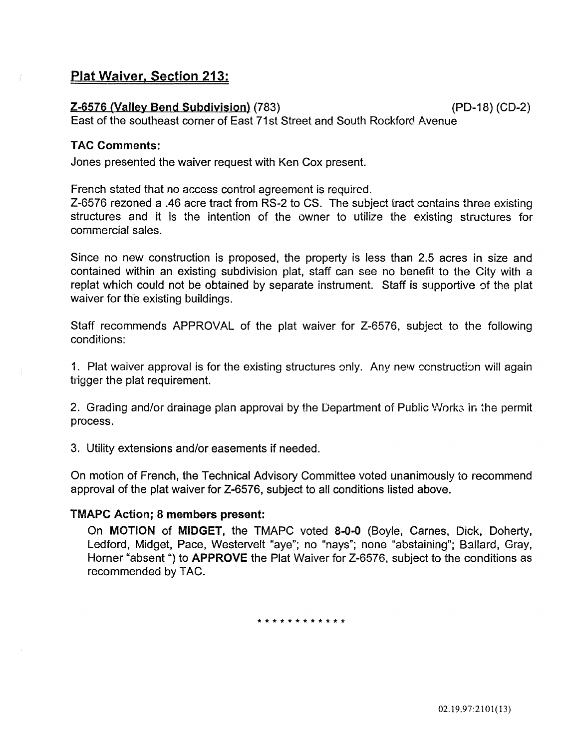## Plat Waiver, Section 213:

**Z-6576 (Valley Bend Subdivision)** (783) (PD-18) (CD-2)

East of the southeast corner of East 71st Street and South Rockford Avenue

### TAC Comments:

Jones presented the waiver request with Ken Cox present.

French stated that no access control agreement is required.

Z-6576 rezoned a .46 acre tract from RS-2 to CS. The subject tract contains three existing structures and it is the intention of the owner to utilize the existing structures for commercial sales.

Since no new construction is proposed, the property is less than 2.5 acres in size and contained within an existing subdivision plat, staff can see no benefit to the City with a replat which could not be obtained by separate instrument. Staff is supportive of the plat waiver for the existing buildings.

Staff recommends APPROVAL of the plat waiver for Z-6576, subject to the following conditions:

1. Plat waiver approval is for the existing structures only. Any new construction will again trigger the plat requirement.

2. Grading and/or drainage plan approval by the Department of Public Works in the permit process.

3. Utility extensions and/or easements if needed.

On motion of French, the Technical Advisory Committee voted unanimously to recommend approval of the plat waiver for Z-6576, subject to all conditions listed above.

### TMAPC Action; 8 members present:

On **MOTION** of **MIDGET**, the TMAPC voted **8-0-0** (Boyle, Carnes, Dick, Doherty, Ledford, Midget, Pace, Westervelt "aye"; no "nays"; none "abstaining"; Ballard, Gray, Horner "absent") to **APPROVE** the Plat Waiver for Z-6576, subject to the conditions as recommended by TAC.

* * * * * * * * * * * *

02.19.97:2101(13)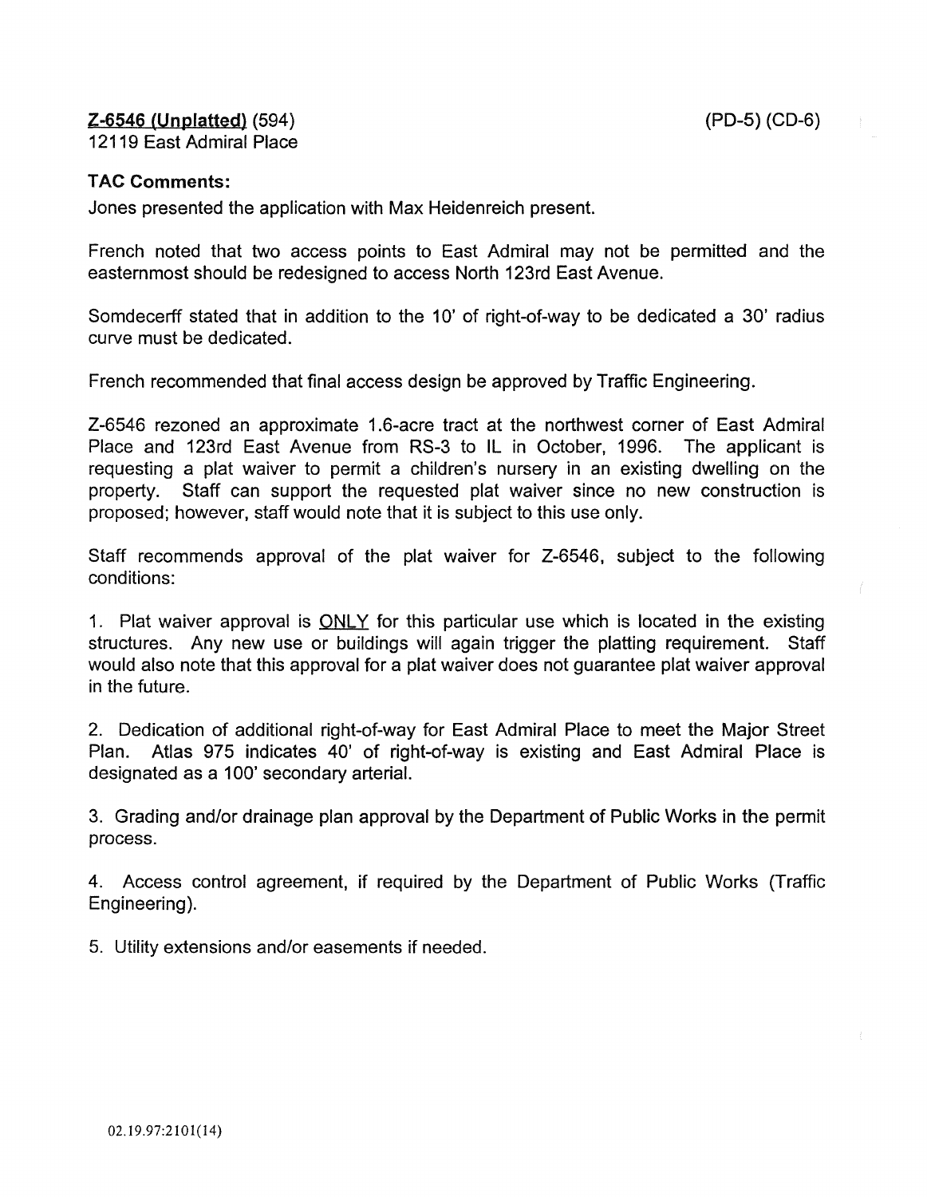**Z-6546 (Unplatted)** (594) (PD-5) (CD-6)
12119 East Admiral Place

**TAC Comments:**

Jones presented the application with Max Heidenreich present.

French noted that two access points to East Admiral may not be permitted and the easternmost should be redesigned to access North 123rd East Avenue.

Somdecerff stated that in addition to the 10' of right-of-way to be dedicated a 30' radius curve must be dedicated.

French recommended that final access design be approved by Traffic Engineering.

Z-6546 rezoned an approximate 1.6-acre tract at the northwest corner of East Admiral Place and 123rd East Avenue from RS-3 to IL in October, 1996. The applicant is requesting a plat waiver to permit a children's nursery in an existing dwelling on the property. Staff can support the requested plat waiver since no new construction is proposed; however, staff would note that it is subject to this use only.

Staff recommends approval of the plat waiver for Z-6546, subject to the following conditions:

1. Plat waiver approval is ONLY for this particular use which is located in the existing structures. Any new use or buildings will again trigger the platting requirement. Staff would also note that this approval for a plat waiver does not guarantee plat waiver approval in the future.

2. Dedication of additional right-of-way for East Admiral Place to meet the Major Street Plan. Atlas 975 indicates 40' of right-of-way is existing and East Admiral Place is designated as a 100' secondary arterial.

3. Grading and/or drainage plan approval by the Department of Public Works in the permit process.

4. Access control agreement, if required by the Department of Public Works (Traffic Engineering).

5. Utility extensions and/or easements if needed.

02.19.97:2101(14)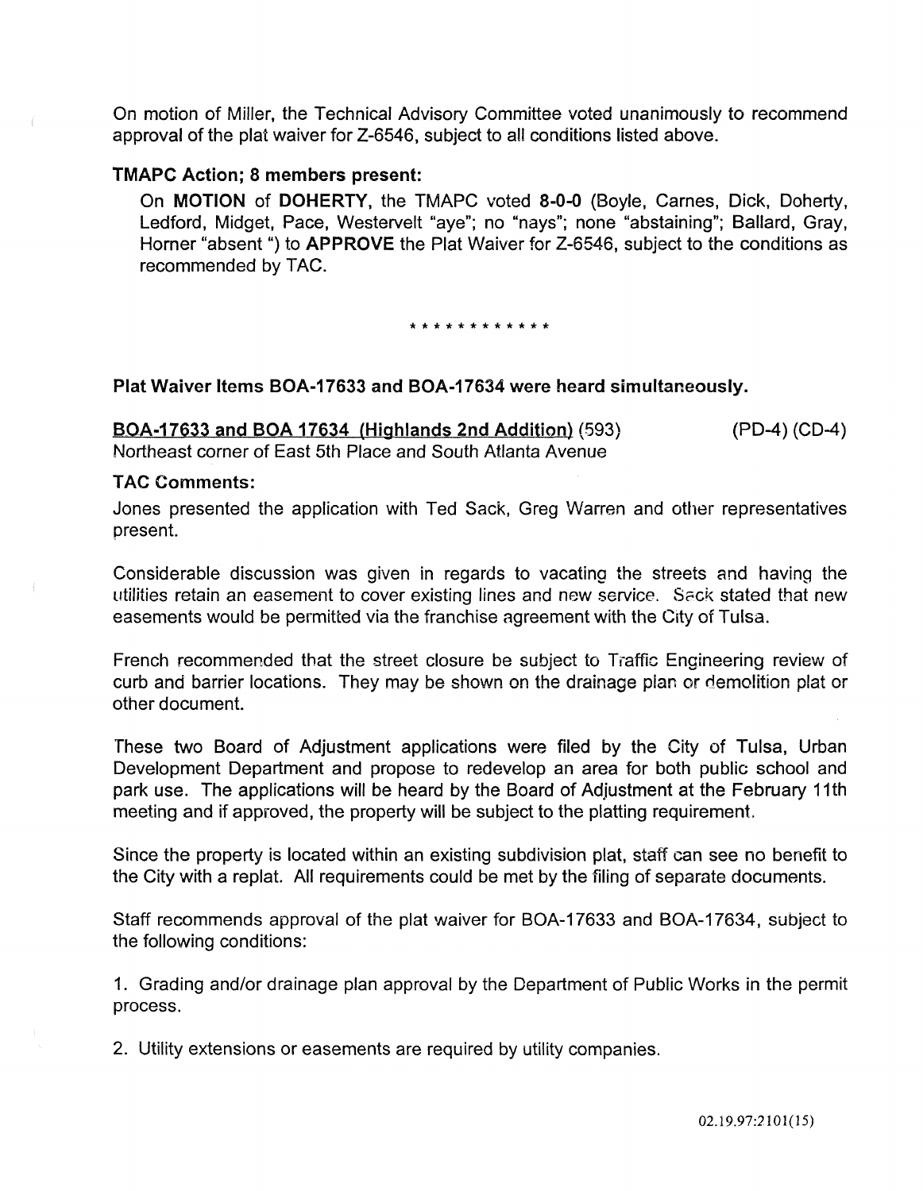On motion of Miller, the Technical Advisory Committee voted unanimously to recommend approval of the plat waiver for Z-6546, subject to all conditions listed above.

**TMAPC Action; 8 members present:**

On **MOTION** of **DOHERTY**, the TMAPC voted **8-0-0** (Boyle, Carnes, Dick, Doherty, Ledford, Midget, Pace, Westervelt "aye"; no "nays"; none "abstaining"; Ballard, Gray, Horner "absent ") to **APPROVE** the Plat Waiver for Z-6546, subject to the conditions as recommended by TAC.

* * * * * * * * * * * *

**Plat Waiver Items BOA-17633 and BOA-17634 were heard simultaneously.**

**BOA-17633 and BOA 17634 (Highlands 2nd Addition)** (593) (PD-4) (CD-4)
Northeast corner of East 5th Place and South Atlanta Avenue

**TAC Comments:**

Jones presented the application with Ted Sack, Greg Warren and other representatives present.

Considerable discussion was given in regards to vacating the streets and having the utilities retain an easement to cover existing lines and new service. Sack stated that new easements would be permitted via the franchise agreement with the City of Tulsa.

French recommended that the street closure be subject to Traffic Engineering review of curb and barrier locations. They may be shown on the drainage plan or demolition plat or other document.

These two Board of Adjustment applications were filed by the City of Tulsa, Urban Development Department and propose to redevelop an area for both public school and park use. The applications will be heard by the Board of Adjustment at the February 11th meeting and if approved, the property will be subject to the platting requirement.

Since the property is located within an existing subdivision plat, staff can see no benefit to the City with a replat. All requirements could be met by the filing of separate documents.

Staff recommends approval of the plat waiver for BOA-17633 and BOA-17634, subject to the following conditions:

1. Grading and/or drainage plan approval by the Department of Public Works in the permit process.

2. Utility extensions or easements are required by utility companies.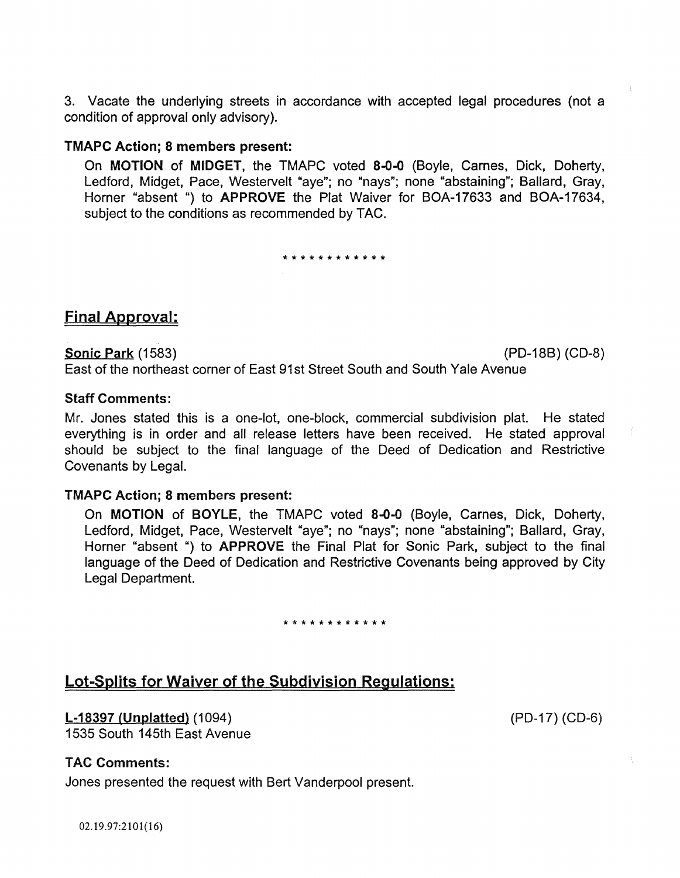3. Vacate the underlying streets in accordance with accepted legal procedures (not a condition of approval only advisory).

**TMAPC Action; 8 members present:**

On **MOTION** of **MIDGET**, the TMAPC voted **8-0-0** (Boyle, Carnes, Dick, Doherty, Ledford, Midget, Pace, Westervelt "aye"; no "nays"; none "abstaining"; Ballard, Gray, Horner "absent ") to **APPROVE** the Plat Waiver for BOA-17633 and BOA-17634, subject to the conditions as recommended by TAC.

* * * * * * * * * * * *

## Final Approval:

**Sonic Park** (1583) (PD-18B) (CD-8)

East of the northeast corner of East 91st Street South and South Yale Avenue

**Staff Comments:**

Mr. Jones stated this is a one-lot, one-block, commercial subdivision plat. He stated everything is in order and all release letters have been received. He stated approval should be subject to the final language of the Deed of Dedication and Restrictive Covenants by Legal.

**TMAPC Action; 8 members present:**

On **MOTION** of **BOYLE**, the TMAPC voted **8-0-0** (Boyle, Carnes, Dick, Doherty, Ledford, Midget, Pace, Westervelt "aye"; no "nays"; none "abstaining"; Ballard, Gray, Horner "absent ") to **APPROVE** the Final Plat for Sonic Park, subject to the final language of the Deed of Dedication and Restrictive Covenants being approved by City Legal Department.

* * * * * * * * * * * *

## Lot-Splits for Waiver of the Subdivision Regulations:

**L-18397 (Unplatted)** (1094) (PD-17) (CD-6)

1535 South 145th East Avenue

**TAC Comments:**

Jones presented the request with Bert Vanderpool present.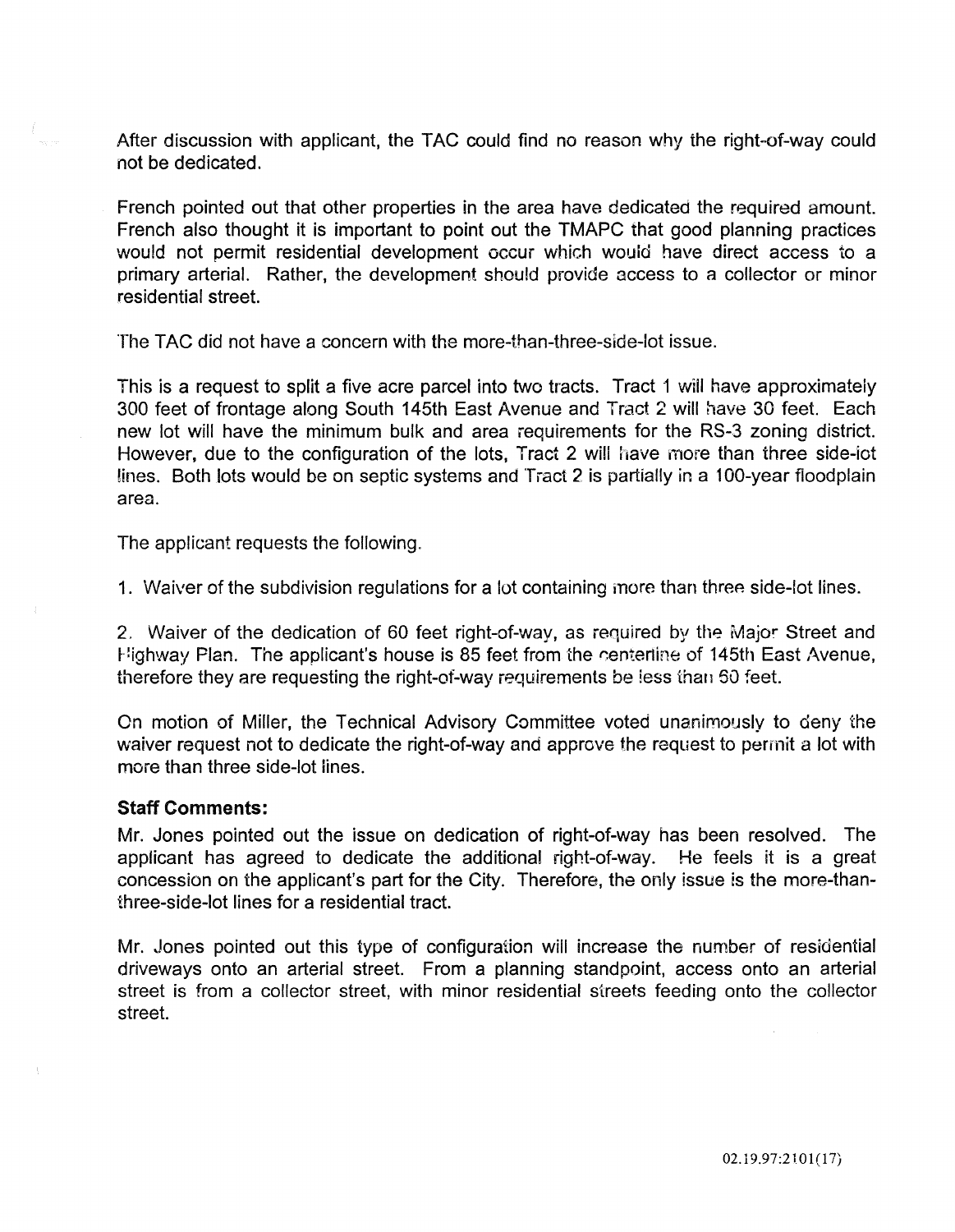After discussion with applicant, the TAC could find no reason why the right-of-way could not be dedicated.

French pointed out that other properties in the area have dedicated the required amount. French also thought it is important to point out the TMAPC that good planning practices would not permit residential development occur which would have direct access to a primary arterial. Rather, the development should provide access to a collector or minor residential street.

The TAC did not have a concern with the more-than-three-side-lot issue.

This is a request to split a five acre parcel into two tracts. Tract 1 will have approximately 300 feet of frontage along South 145th East Avenue and Tract 2 will have 30 feet. Each new lot will have the minimum bulk and area requirements for the RS-3 zoning district. However, due to the configuration of the lots, Tract 2 will have more than three side-lot lines. Both lots would be on septic systems and Tract 2 is partially in a 100-year floodplain area.

The applicant requests the following.

1. Waiver of the subdivision regulations for a lot containing more than three side-lot lines.

2. Waiver of the dedication of 60 feet right-of-way, as required by the Major Street and Highway Plan. The applicant's house is 85 feet from the centerline of 145th East Avenue, therefore they are requesting the right-of-way requirements be less than 60 feet.

On motion of Miller, the Technical Advisory Committee voted unanimously to deny the waiver request not to dedicate the right-of-way and approve the request to permit a lot with more than three side-lot lines.

**Staff Comments:**

Mr. Jones pointed out the issue on dedication of right-of-way has been resolved. The applicant has agreed to dedicate the additional right-of-way. He feels it is a great concession on the applicant's part for the City. Therefore, the only issue is the more-than-three-side-lot lines for a residential tract.

Mr. Jones pointed out this type of configuration will increase the number of residential driveways onto an arterial street. From a planning standpoint, access onto an arterial street is from a collector street, with minor residential streets feeding onto the collector street.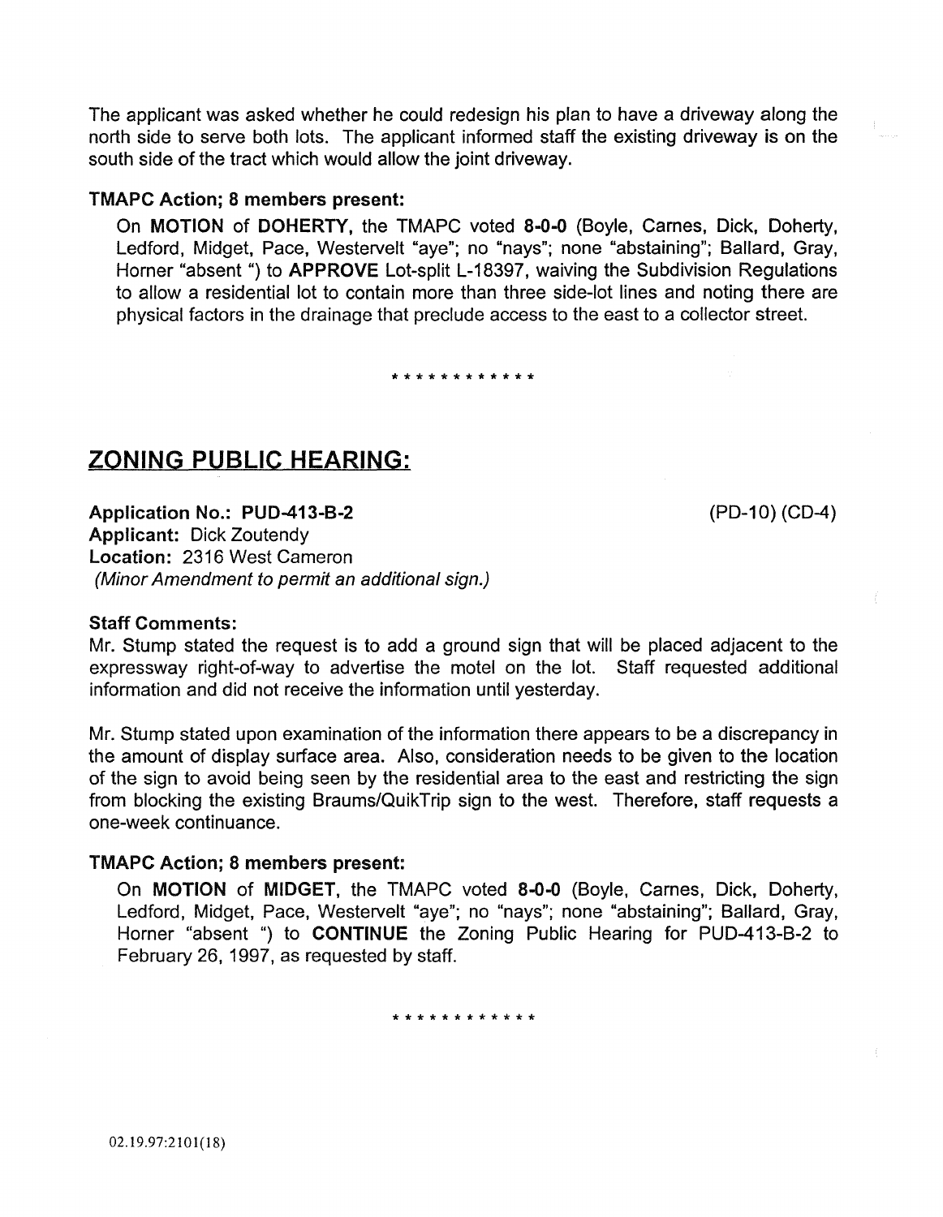The applicant was asked whether he could redesign his plan to have a driveway along the north side to serve both lots. The applicant informed staff the existing driveway is on the south side of the tract which would allow the joint driveway.

**TMAPC Action; 8 members present:**

On **MOTION** of **DOHERTY**, the TMAPC voted **8-0-0** (Boyle, Carnes, Dick, Doherty, Ledford, Midget, Pace, Westervelt "aye"; no "nays"; none "abstaining"; Ballard, Gray, Horner "absent ") to **APPROVE** Lot-split L-18397, waiving the Subdivision Regulations to allow a residential lot to contain more than three side-lot lines and noting there are physical factors in the drainage that preclude access to the east to a collector street.

\* \* \* \* \* \* \* \* \* \* \* \*

## ZONING PUBLIC HEARING:

**Application No.: PUD-413-B-2** (PD-10) (CD-4)
**Applicant:** Dick Zoutendy
**Location:** 2316 West Cameron
*(Minor Amendment to permit an additional sign.)*

**Staff Comments:**

Mr. Stump stated the request is to add a ground sign that will be placed adjacent to the expressway right-of-way to advertise the motel on the lot. Staff requested additional information and did not receive the information until yesterday.

Mr. Stump stated upon examination of the information there appears to be a discrepancy in the amount of display surface area. Also, consideration needs to be given to the location of the sign to avoid being seen by the residential area to the east and restricting the sign from blocking the existing Braums/QuikTrip sign to the west. Therefore, staff requests a one-week continuance.

**TMAPC Action; 8 members present:**

On **MOTION** of **MIDGET**, the TMAPC voted **8-0-0** (Boyle, Carnes, Dick, Doherty, Ledford, Midget, Pace, Westervelt "aye"; no "nays"; none "abstaining"; Ballard, Gray, Horner "absent ") to **CONTINUE** the Zoning Public Hearing for PUD-413-B-2 to February 26, 1997, as requested by staff.

\* \* \* \* \* \* \* \* \* \* \* \*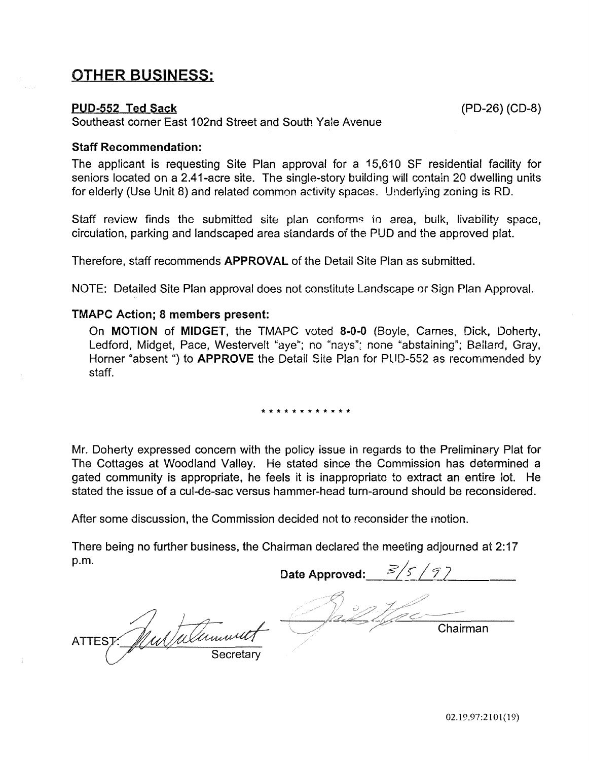## OTHER BUSINESS:

**PUD-552 Ted Sack** (PD-26) (CD-8)

Southeast corner East 102nd Street and South Yale Avenue

**Staff Recommendation:**

The applicant is requesting Site Plan approval for a 15,610 SF residential facility for seniors located on a 2.41-acre site. The single-story building will contain 20 dwelling units for elderly (Use Unit 8) and related common activity spaces. Underlying zoning is RD.

Staff review finds the submitted site plan conforms to area, bulk, livability space, circulation, parking and landscaped area standards of the PUD and the approved plat.

Therefore, staff recommends **APPROVAL** of the Detail Site Plan as submitted.

NOTE: Detailed Site Plan approval does not constitute Landscape or Sign Plan Approval.

**TMAPC Action; 8 members present:**

On **MOTION** of **MIDGET**, the TMAPC voted **8-0-0** (Boyle, Carnes, Dick, Doherty, Ledford, Midget, Pace, Westervelt "aye"; no "nays"; none "abstaining"; Ballard, Gray, Horner "absent ") to **APPROVE** the Detail Site Plan for PUD-552 as recommended by staff.

* * * * * * * * * * * *

Mr. Doherty expressed concern with the policy issue in regards to the Preliminary Plat for The Cottages at Woodland Valley. He stated since the Commission has determined a gated community is appropriate, he feels it is inappropriate to extract an entire lot. He stated the issue of a cul-de-sac versus hammer-head turn-around should be reconsidered.

After some discussion, the Commission decided not to reconsider the motion.

There being no further business, the Chairman declared the meeting adjourned at 2:17 p.m.

Date Approved: 3/5/97

Chairman

ATTEST:

Secretary

02.19.97:2101(19)